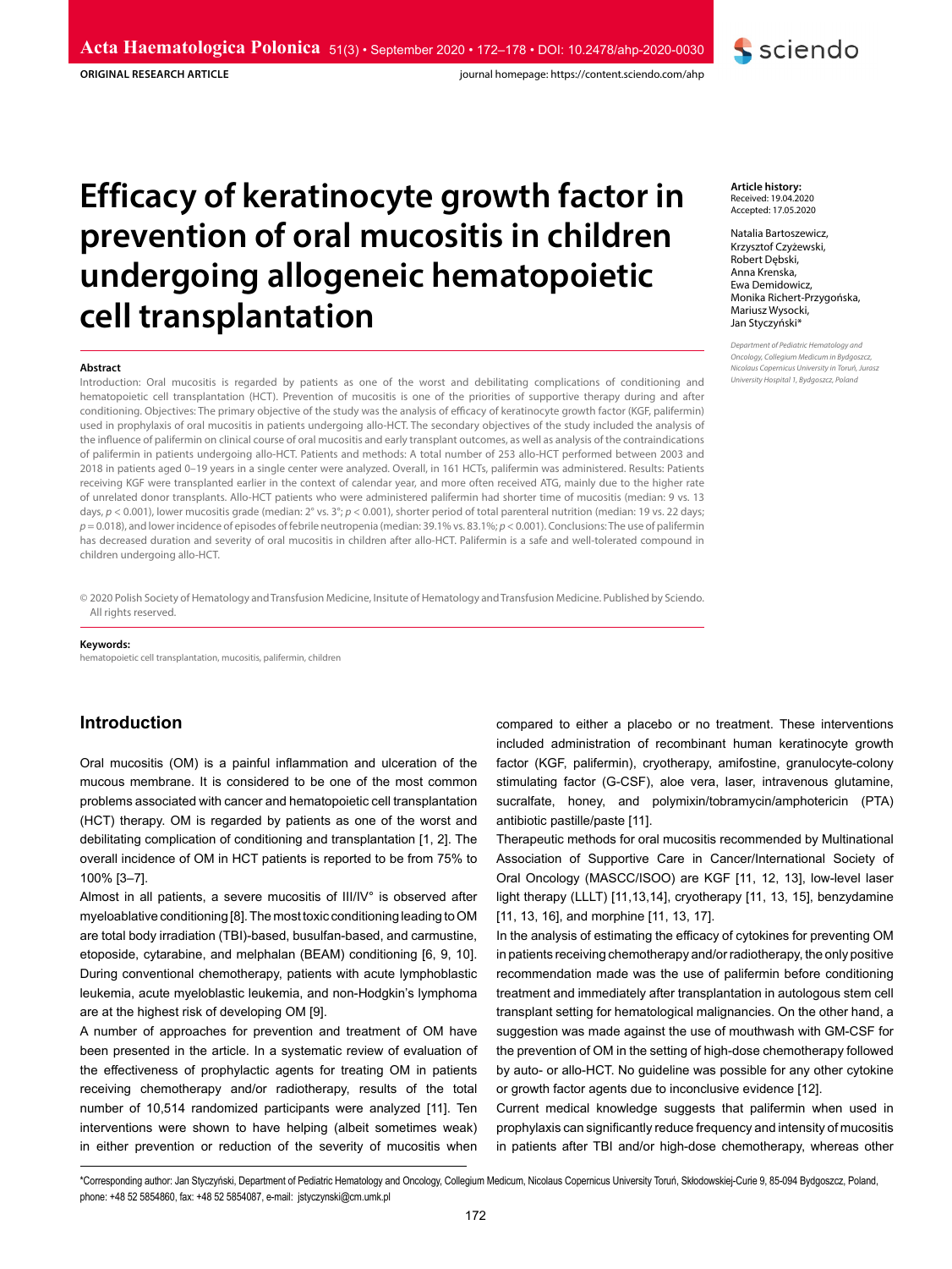ORIGINAL RESEARCH ARTICLE

# Efficacy of keratinocyte growth factor in prevention of oral mucositis in children undergoing allogeneic hematopoietic cell transplantation

**Article history:**
Received: 19.04.2020
Accepted: 17.05.2020

Natalia Bartoszewicz, Krzysztof Czyżewski, Robert Dębski, Anna Krenska, Ewa Demidowicz, Monika Richert-Przygońska, Mariusz Wysocki, Jan Styczyński*

*Department of Pediatric Hematology and Oncology, Collegium Medicum in Bydgoszcz, Nicolaus Copernicus University in Toruń, Jurasz University Hospital 1, Bydgoszcz, Poland*

**Abstract**

Introduction: Oral mucositis is regarded by patients as one of the worst and debilitating complications of conditioning and hematopoietic cell transplantation (HCT). Prevention of mucositis is one of the priorities of supportive therapy during and after conditioning. Objectives: The primary objective of the study was the analysis of efficacy of keratinocyte growth factor (KGF, palifermin) used in prophylaxis of oral mucositis in patients undergoing allo-HCT. The secondary objectives of the study included the analysis of the influence of palifermin on clinical course of oral mucositis and early transplant outcomes, as well as analysis of the contraindications of palifermin in patients undergoing allo-HCT. Patients and methods: A total number of 253 allo-HCT performed between 2003 and 2018 in patients aged 0–19 years in a single center were analyzed. Overall, in 161 HCTs, palifermin was administered. Results: Patients receiving KGF were transplanted earlier in the context of calendar year, and more often received ATG, mainly due to the higher rate of unrelated donor transplants. Allo-HCT patients who were administered palifermin had shorter time of mucositis (median: 9 vs. 13 days, $p < 0.001$), lower mucositis grade (median: 2° vs. 3°; $p < 0.001$), shorter period of total parenteral nutrition (median: 19 vs. 22 days; $p = 0.018$), and lower incidence of episodes of febrile neutropenia (median: 39.1% vs. 83.1%; $p < 0.001$). Conclusions: The use of palifermin has decreased duration and severity of oral mucositis in children after allo-HCT. Palifermin is a safe and well-tolerated compound in children undergoing allo-HCT.

© 2020 Polish Society of Hematology and Transfusion Medicine, Insitute of Hematology and Transfusion Medicine. Published by Sciendo. All rights reserved.

**Keywords:**
hematopoietic cell transplantation, mucositis, palifermin, children

## Introduction

Oral mucositis (OM) is a painful inflammation and ulceration of the mucous membrane. It is considered to be one of the most common problems associated with cancer and hematopoietic cell transplantation (HCT) therapy. OM is regarded by patients as one of the worst and debilitating complication of conditioning and transplantation [1, 2]. The overall incidence of OM in HCT patients is reported to be from 75% to 100% [3–7].

Almost in all patients, a severe mucositis of III/IV° is observed after myeloablative conditioning [8]. The most toxic conditioning leading to OM are total body irradiation (TBI)-based, busulfan-based, and carmustine, etoposide, cytarabine, and melphalan (BEAM) conditioning [6, 9, 10]. During conventional chemotherapy, patients with acute lymphoblastic leukemia, acute myeloblastic leukemia, and non-Hodgkin's lymphoma are at the highest risk of developing OM [9].

A number of approaches for prevention and treatment of OM have been presented in the article. In a systematic review of evaluation of the effectiveness of prophylactic agents for treating OM in patients receiving chemotherapy and/or radiotherapy, results of the total number of 10,514 randomized participants were analyzed [11]. Ten interventions were shown to have helping (albeit sometimes weak) in either prevention or reduction of the severity of mucositis when compared to either a placebo or no treatment. These interventions included administration of recombinant human keratinocyte growth factor (KGF, palifermin), cryotherapy, amifostine, granulocyte-colony stimulating factor (G-CSF), aloe vera, laser, intravenous glutamine, sucralfate, honey, and polymixin/tobramycin/amphotericin (PTA) antibiotic pastille/paste [11].

Therapeutic methods for oral mucositis recommended by Multinational Association of Supportive Care in Cancer/International Society of Oral Oncology (MASCC/ISOO) are KGF [11, 12, 13], low-level laser light therapy (LLLT) [11,13,14], cryotherapy [11, 13, 15], benzydamine [11, 13, 16], and morphine [11, 13, 17].

In the analysis of estimating the efficacy of cytokines for preventing OM in patients receiving chemotherapy and/or radiotherapy, the only positive recommendation made was the use of palifermin before conditioning treatment and immediately after transplantation in autologous stem cell transplant setting for hematological malignancies. On the other hand, a suggestion was made against the use of mouthwash with GM-CSF for the prevention of OM in the setting of high-dose chemotherapy followed by auto- or allo-HCT. No guideline was possible for any other cytokine or growth factor agents due to inconclusive evidence [12].

Current medical knowledge suggests that palifermin when used in prophylaxis can significantly reduce frequency and intensity of mucositis in patients after TBI and/or high-dose chemotherapy, whereas other

*Corresponding author: Jan Styczyński, Department of Pediatric Hematology and Oncology, Collegium Medicum, Nicolaus Copernicus University Toruń, Skłodowskiej-Curie 9, 85-094 Bydgoszcz, Poland, phone: +48 52 5854860, fax: +48 52 5854087, e-mail: jstyczynski@cm.umk.pl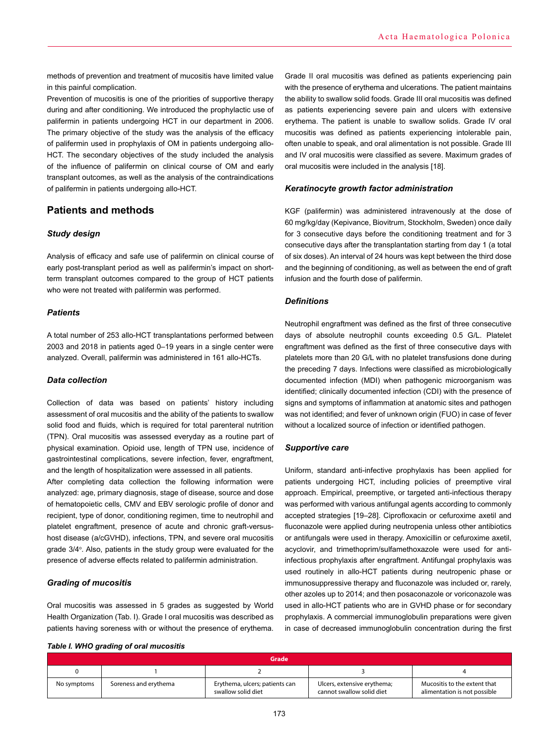methods of prevention and treatment of mucositis have limited value in this painful complication.

Prevention of mucositis is one of the priorities of supportive therapy during and after conditioning. We introduced the prophylactic use of palifermin in patients undergoing HCT in our department in 2006. The primary objective of the study was the analysis of the efficacy of palifermin used in prophylaxis of OM in patients undergoing allo-HCT. The secondary objectives of the study included the analysis of the influence of palifermin on clinical course of OM and early transplant outcomes, as well as the analysis of the contraindications of palifermin in patients undergoing allo-HCT.

## Patients and methods

### Study design

Analysis of efficacy and safe use of palifermin on clinical course of early post-transplant period as well as palifermin's impact on short-term transplant outcomes compared to the group of HCT patients who were not treated with palifermin was performed.

### Patients

A total number of 253 allo-HCT transplantations performed between 2003 and 2018 in patients aged 0–19 years in a single center were analyzed. Overall, palifermin was administered in 161 allo-HCTs.

### Data collection

Collection of data was based on patients' history including assessment of oral mucositis and the ability of the patients to swallow solid food and fluids, which is required for total parenteral nutrition (TPN). Oral mucositis was assessed everyday as a routine part of physical examination. Opioid use, length of TPN use, incidence of gastrointestinal complications, severe infection, fever, engraftment, and the length of hospitalization were assessed in all patients.

After completing data collection the following information were analyzed: age, primary diagnosis, stage of disease, source and dose of hematopoietic cells, CMV and EBV serologic profile of donor and recipient, type of donor, conditioning regimen, time to neutrophil and platelet engraftment, presence of acute and chronic graft-versus-host disease (a/cGVHD), infections, TPN, and severe oral mucositis grade 3/4°. Also, patients in the study group were evaluated for the presence of adverse effects related to palifermin administration.

### Grading of mucositis

Oral mucositis was assessed in 5 grades as suggested by World Health Organization (Tab. I). Grade I oral mucositis was described as patients having soreness with or without the presence of erythema. Grade II oral mucositis was defined as patients experiencing pain with the presence of erythema and ulcerations. The patient maintains the ability to swallow solid foods. Grade III oral mucositis was defined as patients experiencing severe pain and ulcers with extensive erythema. The patient is unable to swallow solids. Grade IV oral mucositis was defined as patients experiencing intolerable pain, often unable to speak, and oral alimentation is not possible. Grade III and IV oral mucositis were classified as severe. Maximum grades of oral mucositis were included in the analysis [18].

### Keratinocyte growth factor administration

KGF (palifermin) was administered intravenously at the dose of 60 mg/kg/day (Kepivance, Biovitrum, Stockholm, Sweden) once daily for 3 consecutive days before the conditioning treatment and for 3 consecutive days after the transplantation starting from day 1 (a total of six doses). An interval of 24 hours was kept between the third dose and the beginning of conditioning, as well as between the end of graft infusion and the fourth dose of palifermin.

### Definitions

Neutrophil engraftment was defined as the first of three consecutive days of absolute neutrophil counts exceeding 0.5 G/L. Platelet engraftment was defined as the first of three consecutive days with platelets more than 20 G/L with no platelet transfusions done during the preceding 7 days. Infections were classified as microbiologically documented infection (MDI) when pathogenic microorganism was identified; clinically documented infection (CDI) with the presence of signs and symptoms of inflammation at anatomic sites and pathogen was not identified; and fever of unknown origin (FUO) in case of fever without a localized source of infection or identified pathogen.

### Supportive care

Uniform, standard anti-infective prophylaxis has been applied for patients undergoing HCT, including policies of preemptive viral approach. Empirical, preemptive, or targeted anti-infectious therapy was performed with various antifungal agents according to commonly accepted strategies [19–28]. Ciprofloxacin or cefuroxime axetil and fluconazole were applied during neutropenia unless other antibiotics or antifungals were used in therapy. Amoxicillin or cefuroxime axetil, acyclovir, and trimethoprim/sulfamethoxazole were used for anti-infectious prophylaxis after engraftment. Antifungal prophylaxis was used routinely in allo-HCT patients during neutropenic phase or immunosuppressive therapy and fluconazole was included or, rarely, other azoles up to 2014; and then posaconazole or voriconazole was used in allo-HCT patients who are in GVHD phase or for secondary prophylaxis. A commercial immunoglobulin preparations were given in case of decreased immunoglobulin concentration during the first

*Table I. WHO grading of oral mucositis*

| Grade | | | | |
|---|---|---|---|---|
| 0 | 1 | 2 | 3 | 4 |
| No symptoms | Soreness and erythema | Erythema, ulcers; patients can swallow solid diet | Ulcers, extensive erythema; cannot swallow solid diet | Mucositis to the extent that alimentation is not possible |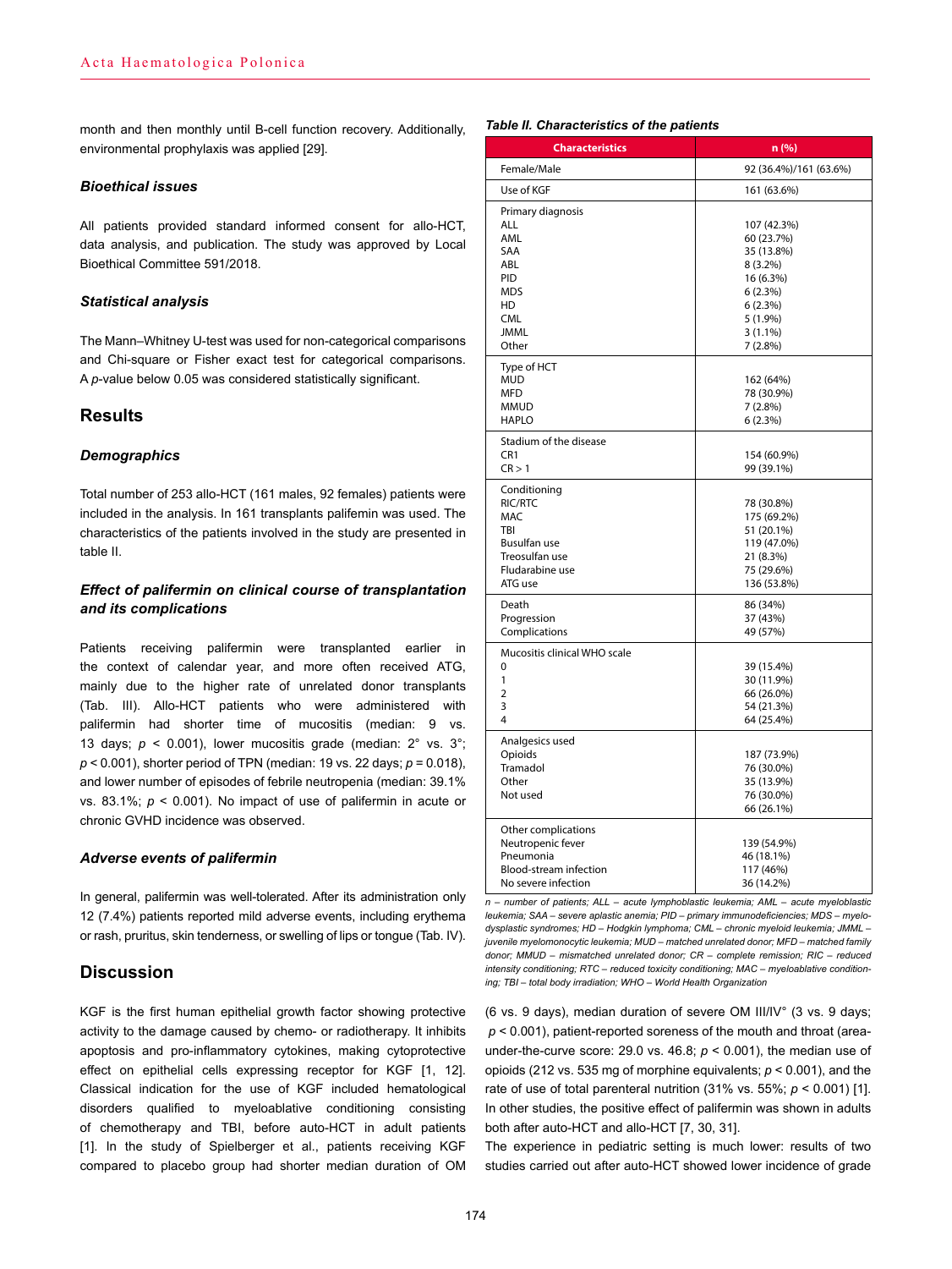month and then monthly until B-cell function recovery. Additionally, environmental prophylaxis was applied [29].

### *Bioethical issues*

All patients provided standard informed consent for allo-HCT, data analysis, and publication. The study was approved by Local Bioethical Committee 591/2018.

### *Statistical analysis*

The Mann–Whitney U-test was used for non-categorical comparisons and Chi-square or Fisher exact test for categorical comparisons. A $p$-value below 0.05 was considered statistically significant.

## Results

### *Demographics*

Total number of 253 allo-HCT (161 males, 92 females) patients were included in the analysis. In 161 transplants palifemin was used. The characteristics of the patients involved in the study are presented in table II.

### *Effect of palifermin on clinical course of transplantation and its complications*

Patients receiving palifermin were transplanted earlier in the context of calendar year, and more often received ATG, mainly due to the higher rate of unrelated donor transplants (Tab. III). Allo-HCT patients who were administered with palifermin had shorter time of mucositis (median: 9 vs. 13 days; $p < 0.001$), lower mucositis grade (median: 2° vs. 3°; $p < 0.001$), shorter period of TPN (median: 19 vs. 22 days; $p = 0.018$), and lower number of episodes of febrile neutropenia (median: 39.1% vs. 83.1%; $p < 0.001$). No impact of use of palifermin in acute or chronic GVHD incidence was observed.

### *Adverse events of palifermin*

In general, palifermin was well-tolerated. After its administration only 12 (7.4%) patients reported mild adverse events, including erythema or rash, pruritus, skin tenderness, or swelling of lips or tongue (Tab. IV).

***Table II. Characteristics of the patients***

| Characteristics | n (%) |
|---|---|
| Female/Male | 92 (36.4%)/161 (63.6%) |
| Use of KGF | 161 (63.6%) |
| Primary diagnosis | |
| ALL | 107 (42.3%) |
| AML | 60 (23.7%) |
| SAA | 35 (13.8%) |
| ABL | 8 (3.2%) |
| PID | 16 (6.3%) |
| MDS | 6 (2.3%) |
| HD | 6 (2.3%) |
| CML | 5 (1.9%) |
| JMML | 3 (1.1%) |
| Other | 7 (2.8%) |
| Type of HCT | |
| MUD | 162 (64%) |
| MFD | 78 (30.9%) |
| MMUD | 7 (2.8%) |
| HAPLO | 6 (2.3%) |
| Stadium of the disease | |
| CR1 | 154 (60.9%) |
| CR > 1 | 99 (39.1%) |
| Conditioning | |
| RIC/RTC | 78 (30.8%) |
| MAC | 175 (69.2%) |
| TBI | 51 (20.1%) |
| Busulfan use | 119 (47.0%) |
| Treosulfan use | 21 (8.3%) |
| Fludarabine use | 75 (29.6%) |
| ATG use | 136 (53.8%) |
| Death | 86 (34%) |
| Progression | 37 (43%) |
| Complications | 49 (57%) |
| Mucositis clinical WHO scale | |
| 0 | 39 (15.4%) |
| 1 | 30 (11.9%) |
| 2 | 66 (26.0%) |
| 3 | 54 (21.3%) |
| 4 | 64 (25.4%) |
| Analgesics used | 187 (73.9%) |
| Opioids | 76 (30.0%) |
| Tramadol | 35 (13.9%) |
| Other | 76 (30.0%) |
| Not used | 66 (26.1%) |
| Other complications | |
| Neutropenic fever | 139 (54.9%) |
| Pneumonia | 46 (18.1%) |
| Blood-stream infection | 117 (46%) |
| No severe infection | 36 (14.2%) |

*n – number of patients; ALL – acute lymphoblastic leukemia; AML – acute myeloblastic leukemia; SAA – severe aplastic anemia; PID – primary immunodeficiencies; MDS – myelodysplastic syndromes; HD – Hodgkin lymphoma; CML – chronic myeloid leukemia; JMML – juvenile myelomonocytic leukemia; MUD – matched unrelated donor; MFD – matched family donor; MMUD – mismatched unrelated donor; CR – complete remission; RIC – reduced intensity conditioning; RTC – reduced toxicity conditioning; MAC – myeloablative conditioning; TBI – total body irradiation; WHO – World Health Organization*

## Discussion

KGF is the first human epithelial growth factor showing protective activity to the damage caused by chemo- or radiotherapy. It inhibits apoptosis and pro-inflammatory cytokines, making cytoprotective effect on epithelial cells expressing receptor for KGF [1, 12]. Classical indication for the use of KGF included hematological disorders qualified to myeloablative conditioning consisting of chemotherapy and TBI, before auto-HCT in adult patients [1]. In the study of Spielberger et al., patients receiving KGF compared to placebo group had shorter median duration of OM (6 vs. 9 days), median duration of severe OM III/IV° (3 vs. 9 days; $p < 0.001$), patient-reported soreness of the mouth and throat (area-under-the-curve score: 29.0 vs. 46.8; $p < 0.001$), the median use of opioids (212 vs. 535 mg of morphine equivalents; $p < 0.001$), and the rate of use of total parenteral nutrition (31% vs. 55%; $p < 0.001$) [1]. In other studies, the positive effect of palifermin was shown in adults both after auto-HCT and allo-HCT [7, 30, 31].

The experience in pediatric setting is much lower: results of two studies carried out after auto-HCT showed lower incidence of grade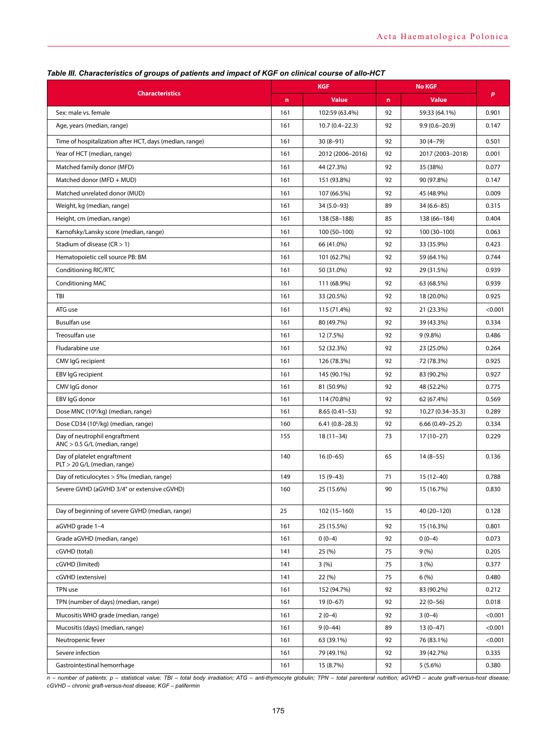***Table III. Characteristics of groups of patients and impact of KGF on clinical course of allo-HCT***

| Characteristics | KGF | | No KGF | | *p* |
|---|---|---|---|---|---|
| | **n** | **Value** | **n** | **Value** | |
| Sex: male vs. female | 161 | 102:59 (63.4%) | 92 | 59:33 (64.1%) | 0.901 |
| Age, years (median, range) | 161 | 10.7 (0.4–22.3) | 92 | 9.9 (0.6–20.9) | 0.147 |
| Time of hospitalization after HCT, days (median, range) | 161 | 30 (8–91) | 92 | 30 (4–79) | 0.501 |
| Year of HCT (median, range) | 161 | 2012 (2006–2016) | 92 | 2017 (2003–2018) | 0.001 |
| Matched family donor (MFD) | 161 | 44 (27.3%) | 92 | 35 (38%) | 0.077 |
| Matched donor (MFD + MUD) | 161 | 151 (93.8%) | 92 | 90 (97.8%) | 0.147 |
| Matched unrelated donor (MUD) | 161 | 107 (66.5%) | 92 | 45 (48.9%) | 0.009 |
| Weight, kg (median, range) | 161 | 34 (5.0–93) | 89 | 34 (6.6–85) | 0.315 |
| Height, cm (median, range) | 161 | 138 (58–188) | 85 | 138 (66–184) | 0.404 |
| Karnofsky/Lansky score (median, range) | 161 | 100 (50–100) | 92 | 100 (30–100) | 0.063 |
| Stadium of disease (CR > 1) | 161 | 66 (41.0%) | 92 | 33 (35.9%) | 0.423 |
| Hematopoietic cell source PB: BM | 161 | 101 (62.7%) | 92 | 59 (64.1%) | 0.744 |
| Conditioning RIC/RTC | 161 | 50 (31.0%) | 92 | 29 (31.5%) | 0.939 |
| Conditioning MAC | 161 | 111 (68.9%) | 92 | 63 (68.5%) | 0.939 |
| TBI | 161 | 33 (20.5%) | 92 | 18 (20.0%) | 0.925 |
| ATG use | 161 | 115 (71.4%) | 92 | 21 (23.3%) | <0.001 |
| Busulfan use | 161 | 80 (49.7%) | 92 | 39 (43.3%) | 0.334 |
| Treosulfan use | 161 | 12 (7.5%) | 92 | 9 (9.8%) | 0.486 |
| Fludarabine use | 161 | 52 (32.3%) | 92 | 23 (25.0%) | 0.264 |
| CMV IgG recipient | 161 | 126 (78.3%) | 92 | 72 (78.3%) | 0.925 |
| EBV IgG recipient | 161 | 145 (90.1%) | 92 | 83 (90.2%) | 0.927 |
| CMV IgG donor | 161 | 81 (50.9%) | 92 | 48 (52.2%) | 0.775 |
| EBV IgG donor | 161 | 114 (70.8%) | 92 | 62 (67.4%) | 0.569 |
| Dose MNC ($10^8$/kg) (median, range) | 161 | 8.65 (0.41–53) | 92 | 10.27 (0.34–35.3) | 0.289 |
| Dose CD34 ($10^6$/kg) (median, range) | 160 | 6.41 (0.8–28.3) | 92 | 6.66 (0.49–25.2) | 0.334 |
| Day of neutrophil engraftment ANC > 0.5 G/L (median, range) | 155 | 18 (11–34) | 73 | 17 (10–27) | 0.229 |
| Day of platelet engraftment PLT > 20 G/L (median, range) | 140 | 16 (0–65) | 65 | 14 (8–55) | 0.136 |
| Day of reticulocytes > 5‰ (median, range) | 149 | 15 (9–43) | 71 | 15 (12–40) | 0.788 |
| Severe GVHD (aGVHD 3/4° or extensive cGVHD) | 160 | 25 (15.6%) | 90 | 15 (16.7%) | 0.830 |
| Day of beginning of severe GVHD (median, range) | 25 | 102 (15–160) | 15 | 40 (20–120) | 0.128 |
| aGVHD grade 1–4 | 161 | 25 (15.5%) | 92 | 15 (16.3%) | 0.801 |
| Grade aGVHD (median, range) | 161 | 0 (0–4) | 92 | 0 (0–4) | 0.073 |
| cGVHD (total) | 141 | 25 (%) | 75 | 9 (%) | 0.205 |
| cGVHD (limited) | 141 | 3 (%) | 75 | 3 (%) | 0.377 |
| cGVHD (extensive) | 141 | 22 (%) | 75 | 6 (%) | 0.480 |
| TPN use | 161 | 152 (94.7%) | 92 | 83 (90.2%) | 0.212 |
| TPN (number of days) (median, range) | 161 | 19 (0–67) | 92 | 22 (0–56) | 0.018 |
| Mucositis WHO grade (median, range) | 161 | 2 (0–4) | 92 | 3 (0–4) | <0.001 |
| Mucositis (days) (median, range) | 161 | 9 (0–44) | 89 | 13 (0–47) | <0.001 |
| Neutropenic fever | 161 | 63 (39.1%) | 92 | 76 (83.1%) | <0.001 |
| Severe infection | 161 | 79 (49.1%) | 92 | 39 (42.7%) | 0.335 |
| Gastrointestinal hemorrhage | 161 | 15 (8.7%) | 92 | 5 (5.6%) | 0.380 |

*n – number of patients; p – statistical value; TBI – total body irradiation; ATG – anti-thymocyte globulin; TPN – total parenteral nutrition; aGVHD – acute graft-versus-host disease; cGVHD – chronic graft-versus-host disease; KGF – palifermin*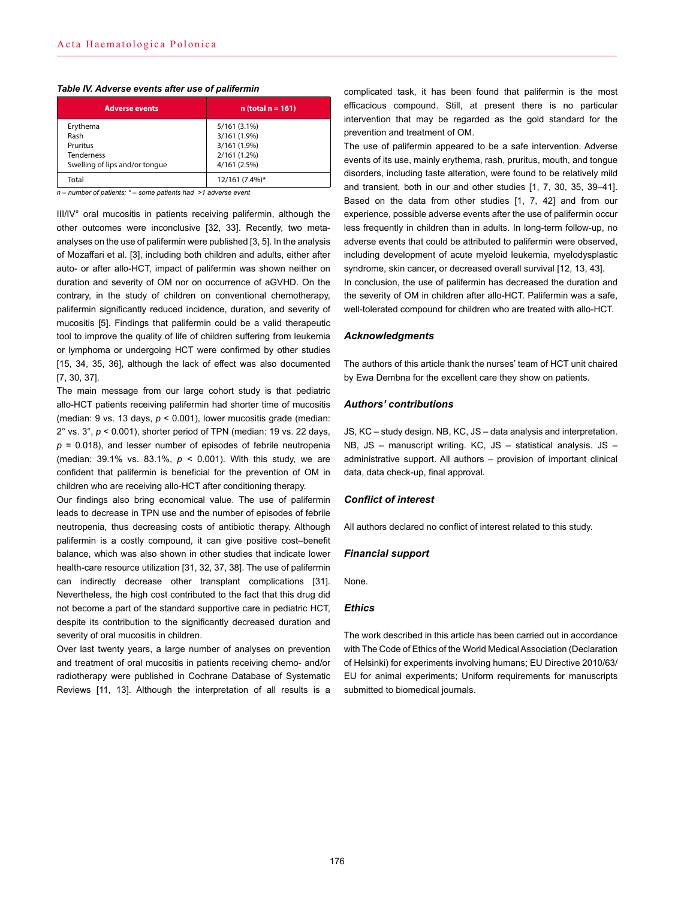*Table IV. Adverse events after use of palifermin*

| Adverse events | n (total n = 161) |
|---|---|
| Erythema | 5/161 (3.1%) |
| Rash | 3/161 (1.9%) |
| Pruritus | 3/161 (1.9%) |
| Tenderness | 2/161 (1.2%) |
| Swelling of lips and/or tongue | 4/161 (2.5%) |
| Total | 12/161 (7.4%)* |

*n – number of patients; * – some patients had >1 adverse event*

III/IV° oral mucositis in patients receiving palifermin, although the other outcomes were inconclusive [32, 33]. Recently, two meta-analyses on the use of palifermin were published [3, 5]. In the analysis of Mozaffari et al. [3], including both children and adults, either after auto- or after allo-HCT, impact of palifermin was shown neither on duration and severity of OM nor on occurrence of aGVHD. On the contrary, in the study of children on conventional chemotherapy, palifermin significantly reduced incidence, duration, and severity of mucositis [5]. Findings that palifermin could be a valid therapeutic tool to improve the quality of life of children suffering from leukemia or lymphoma or undergoing HCT were confirmed by other studies [15, 34, 35, 36], although the lack of effect was also documented [7, 30, 37].

The main message from our large cohort study is that pediatric allo-HCT patients receiving palifermin had shorter time of mucositis (median: 9 vs. 13 days, $p < 0.001$), lower mucositis grade (median: 2° vs. 3°, $p < 0.001$), shorter period of TPN (median: 19 vs. 22 days, $p = 0.018$), and lesser number of episodes of febrile neutropenia (median: 39.1% vs. 83.1%, $p < 0.001$). With this study, we are confident that palifermin is beneficial for the prevention of OM in children who are receiving allo-HCT after conditioning therapy.

Our findings also bring economical value. The use of palifermin leads to decrease in TPN use and the number of episodes of febrile neutropenia, thus decreasing costs of antibiotic therapy. Although palifermin is a costly compound, it can give positive cost–benefit balance, which was also shown in other studies that indicate lower health-care resource utilization [31, 32, 37, 38]. The use of palifermin can indirectly decrease other transplant complications [31]. Nevertheless, the high cost contributed to the fact that this drug did not become a part of the standard supportive care in pediatric HCT, despite its contribution to the significantly decreased duration and severity of oral mucositis in children.

Over last twenty years, a large number of analyses on prevention and treatment of oral mucositis in patients receiving chemo- and/or radiotherapy were published in Cochrane Database of Systematic Reviews [11, 13]. Although the interpretation of all results is a complicated task, it has been found that palifermin is the most efficacious compound. Still, at present there is no particular intervention that may be regarded as the gold standard for the prevention and treatment of OM.

The use of palifermin appeared to be a safe intervention. Adverse events of its use, mainly erythema, rash, pruritus, mouth, and tongue disorders, including taste alteration, were found to be relatively mild and transient, both in our and other studies [1, 7, 30, 35, 39–41]. Based on the data from other studies [1, 7, 42] and from our experience, possible adverse events after the use of palifermin occur less frequently in children than in adults. In long-term follow-up, no adverse events that could be attributed to palifermin were observed, including development of acute myeloid leukemia, myelodysplastic syndrome, skin cancer, or decreased overall survival [12, 13, 43].

In conclusion, the use of palifermin has decreased the duration and the severity of OM in children after allo-HCT. Palifermin was a safe, well-tolerated compound for children who are treated with allo-HCT.

### Acknowledgments

The authors of this article thank the nurses' team of HCT unit chaired by Ewa Dembna for the excellent care they show on patients.

### Authors' contributions

JS, KC – study design. NB, KC, JS – data analysis and interpretation. NB, JS – manuscript writing. KC, JS – statistical analysis. JS – administrative support. All authors – provision of important clinical data, data check-up, final approval.

### Conflict of interest

All authors declared no conflict of interest related to this study.

### Financial support

None.

### Ethics

The work described in this article has been carried out in accordance with The Code of Ethics of the World Medical Association (Declaration of Helsinki) for experiments involving humans; EU Directive 2010/63/EU for animal experiments; Uniform requirements for manuscripts submitted to biomedical journals.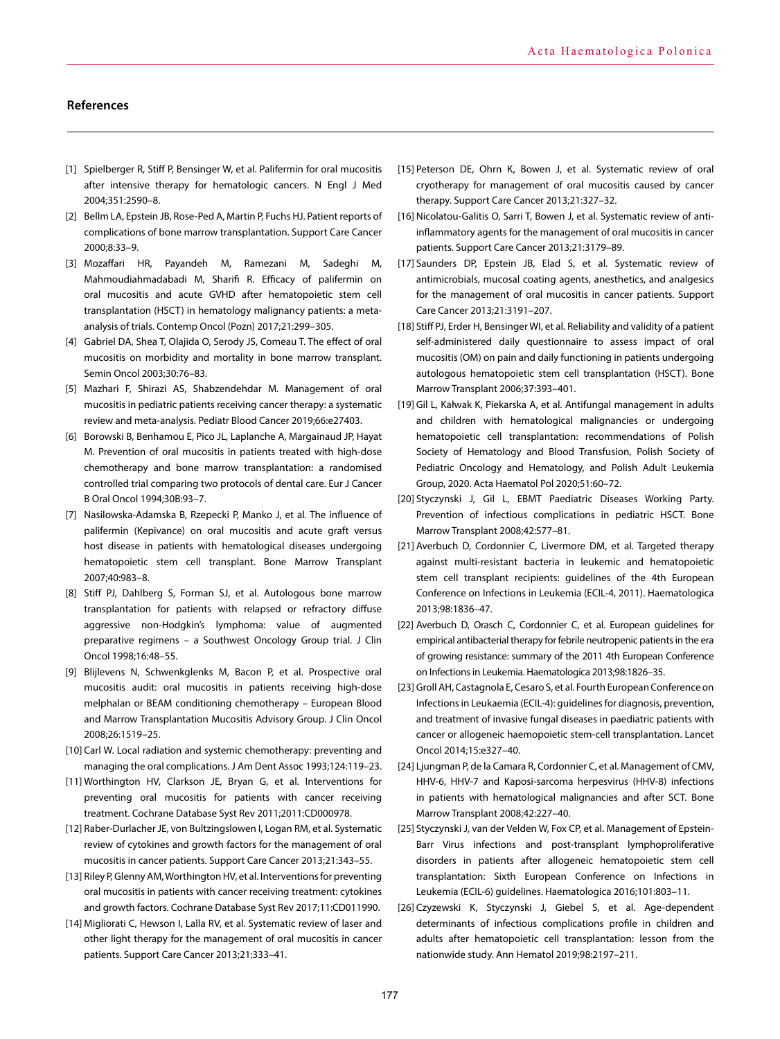## References

[1] Spielberger R, Stiff P, Bensinger W, et al. Palifermin for oral mucositis after intensive therapy for hematologic cancers. N Engl J Med 2004;351:2590–8.

[2] Bellm LA, Epstein JB, Rose-Ped A, Martin P, Fuchs HJ. Patient reports of complications of bone marrow transplantation. Support Care Cancer 2000;8:33–9.

[3] Mozaffari HR, Payandeh M, Ramezani M, Sadeghi M, Mahmoudiahmadabadi M, Sharifi R. Efficacy of palifermin on oral mucositis and acute GVHD after hematopoietic stem cell transplantation (HSCT) in hematology malignancy patients: a meta-analysis of trials. Contemp Oncol (Pozn) 2017;21:299–305.

[4] Gabriel DA, Shea T, Olajida O, Serody JS, Comeau T. The effect of oral mucositis on morbidity and mortality in bone marrow transplant. Semin Oncol 2003;30:76–83.

[5] Mazhari F, Shirazi AS, Shabzendehdar M. Management of oral mucositis in pediatric patients receiving cancer therapy: a systematic review and meta-analysis. Pediatr Blood Cancer 2019;66:e27403.

[6] Borowski B, Benhamou E, Pico JL, Laplanche A, Margainaud JP, Hayat M. Prevention of oral mucositis in patients treated with high-dose chemotherapy and bone marrow transplantation: a randomised controlled trial comparing two protocols of dental care. Eur J Cancer B Oral Oncol 1994;30B:93–7.

[7] Nasilowska-Adamska B, Rzepecki P, Manko J, et al. The influence of palifermin (Kepivance) on oral mucositis and acute graft versus host disease in patients with hematological diseases undergoing hematopoietic stem cell transplant. Bone Marrow Transplant 2007;40:983–8.

[8] Stiff PJ, Dahlberg S, Forman SJ, et al. Autologous bone marrow transplantation for patients with relapsed or refractory diffuse aggressive non-Hodgkin's lymphoma: value of augmented preparative regimens – a Southwest Oncology Group trial. J Clin Oncol 1998;16:48–55.

[9] Blijlevens N, Schwenkglenks M, Bacon P, et al. Prospective oral mucositis audit: oral mucositis in patients receiving high-dose melphalan or BEAM conditioning chemotherapy – European Blood and Marrow Transplantation Mucositis Advisory Group. J Clin Oncol 2008;26:1519–25.

[10] Carl W. Local radiation and systemic chemotherapy: preventing and managing the oral complications. J Am Dent Assoc 1993;124:119–23.

[11] Worthington HV, Clarkson JE, Bryan G, et al. Interventions for preventing oral mucositis for patients with cancer receiving treatment. Cochrane Database Syst Rev 2011;2011:CD000978.

[12] Raber-Durlacher JE, von Bultzingslowen I, Logan RM, et al. Systematic review of cytokines and growth factors for the management of oral mucositis in cancer patients. Support Care Cancer 2013;21:343–55.

[13] Riley P, Glenny AM, Worthington HV, et al. Interventions for preventing oral mucositis in patients with cancer receiving treatment: cytokines and growth factors. Cochrane Database Syst Rev 2017;11:CD011990.

[14] Migliorati C, Hewson I, Lalla RV, et al. Systematic review of laser and other light therapy for the management of oral mucositis in cancer patients. Support Care Cancer 2013;21:333–41.

[15] Peterson DE, Ohrn K, Bowen J, et al. Systematic review of oral cryotherapy for management of oral mucositis caused by cancer therapy. Support Care Cancer 2013;21:327–32.

[16] Nicolatou-Galitis O, Sarri T, Bowen J, et al. Systematic review of anti-inflammatory agents for the management of oral mucositis in cancer patients. Support Care Cancer 2013;21:3179–89.

[17] Saunders DP, Epstein JB, Elad S, et al. Systematic review of antimicrobials, mucosal coating agents, anesthetics, and analgesics for the management of oral mucositis in cancer patients. Support Care Cancer 2013;21:3191–207.

[18] Stiff PJ, Erder H, Bensinger WI, et al. Reliability and validity of a patient self-administered daily questionnaire to assess impact of oral mucositis (OM) on pain and daily functioning in patients undergoing autologous hematopoietic stem cell transplantation (HSCT). Bone Marrow Transplant 2006;37:393–401.

[19] Gil L, Kałwak K, Piekarska A, et al. Antifungal management in adults and children with hematological malignancies or undergoing hematopoietic cell transplantation: recommendations of Polish Society of Hematology and Blood Transfusion, Polish Society of Pediatric Oncology and Hematology, and Polish Adult Leukemia Group, 2020. Acta Haematol Pol 2020;51:60–72.

[20] Styczynski J, Gil L, EBMT Paediatric Diseases Working Party. Prevention of infectious complications in pediatric HSCT. Bone Marrow Transplant 2008;42:S77–81.

[21] Averbuch D, Cordonnier C, Livermore DM, et al. Targeted therapy against multi-resistant bacteria in leukemic and hematopoietic stem cell transplant recipients: guidelines of the 4th European Conference on Infections in Leukemia (ECIL-4, 2011). Haematologica 2013;98:1836–47.

[22] Averbuch D, Orasch C, Cordonnier C, et al. European guidelines for empirical antibacterial therapy for febrile neutropenic patients in the era of growing resistance: summary of the 2011 4th European Conference on Infections in Leukemia. Haematologica 2013;98:1826–35.

[23] Groll AH, Castagnola E, Cesaro S, et al. Fourth European Conference on Infections in Leukaemia (ECIL-4): guidelines for diagnosis, prevention, and treatment of invasive fungal diseases in paediatric patients with cancer or allogeneic haemopoietic stem-cell transplantation. Lancet Oncol 2014;15:e327–40.

[24] Ljungman P, de la Camara R, Cordonnier C, et al. Management of CMV, HHV-6, HHV-7 and Kaposi-sarcoma herpesvirus (HHV-8) infections in patients with hematological malignancies and after SCT. Bone Marrow Transplant 2008;42:227–40.

[25] Styczynski J, van der Velden W, Fox CP, et al. Management of Epstein-Barr Virus infections and post-transplant lymphoproliferative disorders in patients after allogeneic hematopoietic stem cell transplantation: Sixth European Conference on Infections in Leukemia (ECIL-6) guidelines. Haematologica 2016;101:803–11.

[26] Czyzewski K, Styczynski J, Giebel S, et al. Age-dependent determinants of infectious complications profile in children and adults after hematopoietic cell transplantation: lesson from the nationwide study. Ann Hematol 2019;98:2197–211.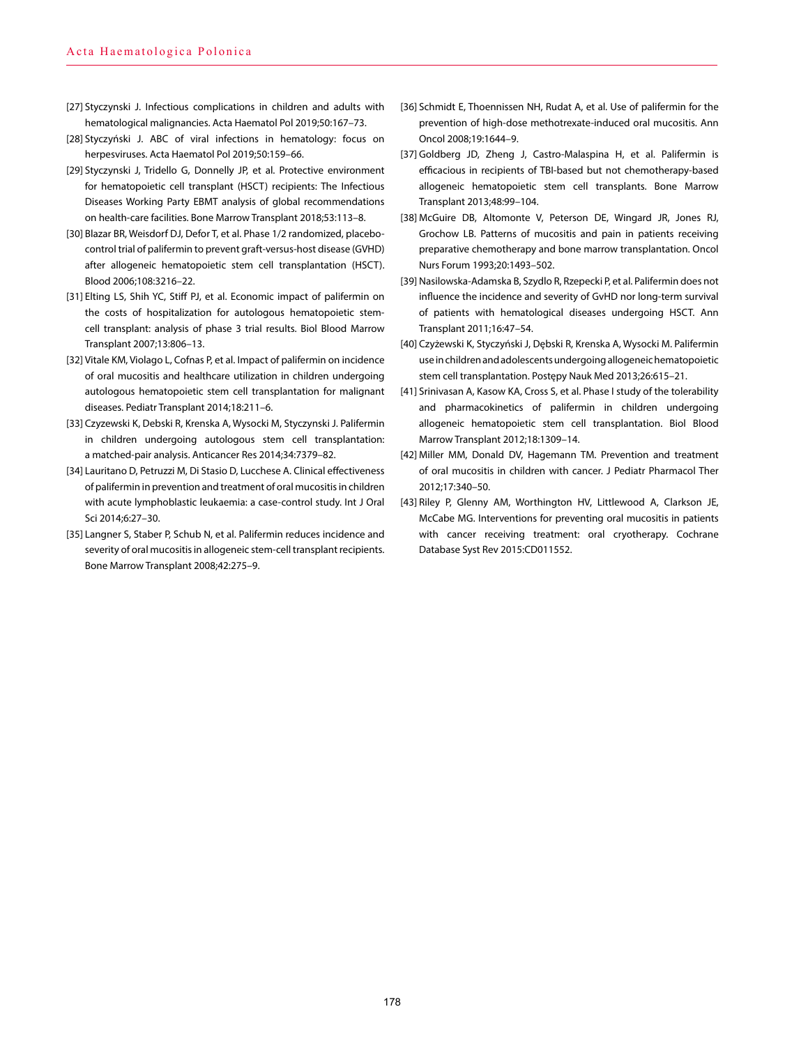[27] Styczynski J. Infectious complications in children and adults with hematological malignancies. Acta Haematol Pol 2019;50:167–73.

[28] Styczyński J. ABC of viral infections in hematology: focus on herpesviruses. Acta Haematol Pol 2019;50:159–66.

[29] Styczynski J, Tridello G, Donnelly JP, et al. Protective environment for hematopoietic cell transplant (HSCT) recipients: The Infectious Diseases Working Party EBMT analysis of global recommendations on health-care facilities. Bone Marrow Transplant 2018;53:113–8.

[30] Blazar BR, Weisdorf DJ, Defor T, et al. Phase 1/2 randomized, placebo-control trial of palifermin to prevent graft-versus-host disease (GVHD) after allogeneic hematopoietic stem cell transplantation (HSCT). Blood 2006;108:3216–22.

[31] Elting LS, Shih YC, Stiff PJ, et al. Economic impact of palifermin on the costs of hospitalization for autologous hematopoietic stem-cell transplant: analysis of phase 3 trial results. Biol Blood Marrow Transplant 2007;13:806–13.

[32] Vitale KM, Violago L, Cofnas P, et al. Impact of palifermin on incidence of oral mucositis and healthcare utilization in children undergoing autologous hematopoietic stem cell transplantation for malignant diseases. Pediatr Transplant 2014;18:211–6.

[33] Czyzewski K, Debski R, Krenska A, Wysocki M, Styczynski J. Palifermin in children undergoing autologous stem cell transplantation: a matched-pair analysis. Anticancer Res 2014;34:7379–82.

[34] Lauritano D, Petruzzi M, Di Stasio D, Lucchese A. Clinical effectiveness of palifermin in prevention and treatment of oral mucositis in children with acute lymphoblastic leukaemia: a case-control study. Int J Oral Sci 2014;6:27–30.

[35] Langner S, Staber P, Schub N, et al. Palifermin reduces incidence and severity of oral mucositis in allogeneic stem-cell transplant recipients. Bone Marrow Transplant 2008;42:275–9.

[36] Schmidt E, Thoennissen NH, Rudat A, et al. Use of palifermin for the prevention of high-dose methotrexate-induced oral mucositis. Ann Oncol 2008;19:1644–9.

[37] Goldberg JD, Zheng J, Castro-Malaspina H, et al. Palifermin is efficacious in recipients of TBI-based but not chemotherapy-based allogeneic hematopoietic stem cell transplants. Bone Marrow Transplant 2013;48:99–104.

[38] McGuire DB, Altomonte V, Peterson DE, Wingard JR, Jones RJ, Grochow LB. Patterns of mucositis and pain in patients receiving preparative chemotherapy and bone marrow transplantation. Oncol Nurs Forum 1993;20:1493–502.

[39] Nasilowska-Adamska B, Szydlo R, Rzepecki P, et al. Palifermin does not influence the incidence and severity of GvHD nor long-term survival of patients with hematological diseases undergoing HSCT. Ann Transplant 2011;16:47–54.

[40] Czyżewski K, Styczyński J, Dębski R, Krenska A, Wysocki M. Palifermin use in children and adolescents undergoing allogeneic hematopoietic stem cell transplantation. Postępy Nauk Med 2013;26:615–21.

[41] Srinivasan A, Kasow KA, Cross S, et al. Phase I study of the tolerability and pharmacokinetics of palifermin in children undergoing allogeneic hematopoietic stem cell transplantation. Biol Blood Marrow Transplant 2012;18:1309–14.

[42] Miller MM, Donald DV, Hagemann TM. Prevention and treatment of oral mucositis in children with cancer. J Pediatr Pharmacol Ther 2012;17:340–50.

[43] Riley P, Glenny AM, Worthington HV, Littlewood A, Clarkson JE, McCabe MG. Interventions for preventing oral mucositis in patients with cancer receiving treatment: oral cryotherapy. Cochrane Database Syst Rev 2015:CD011552.